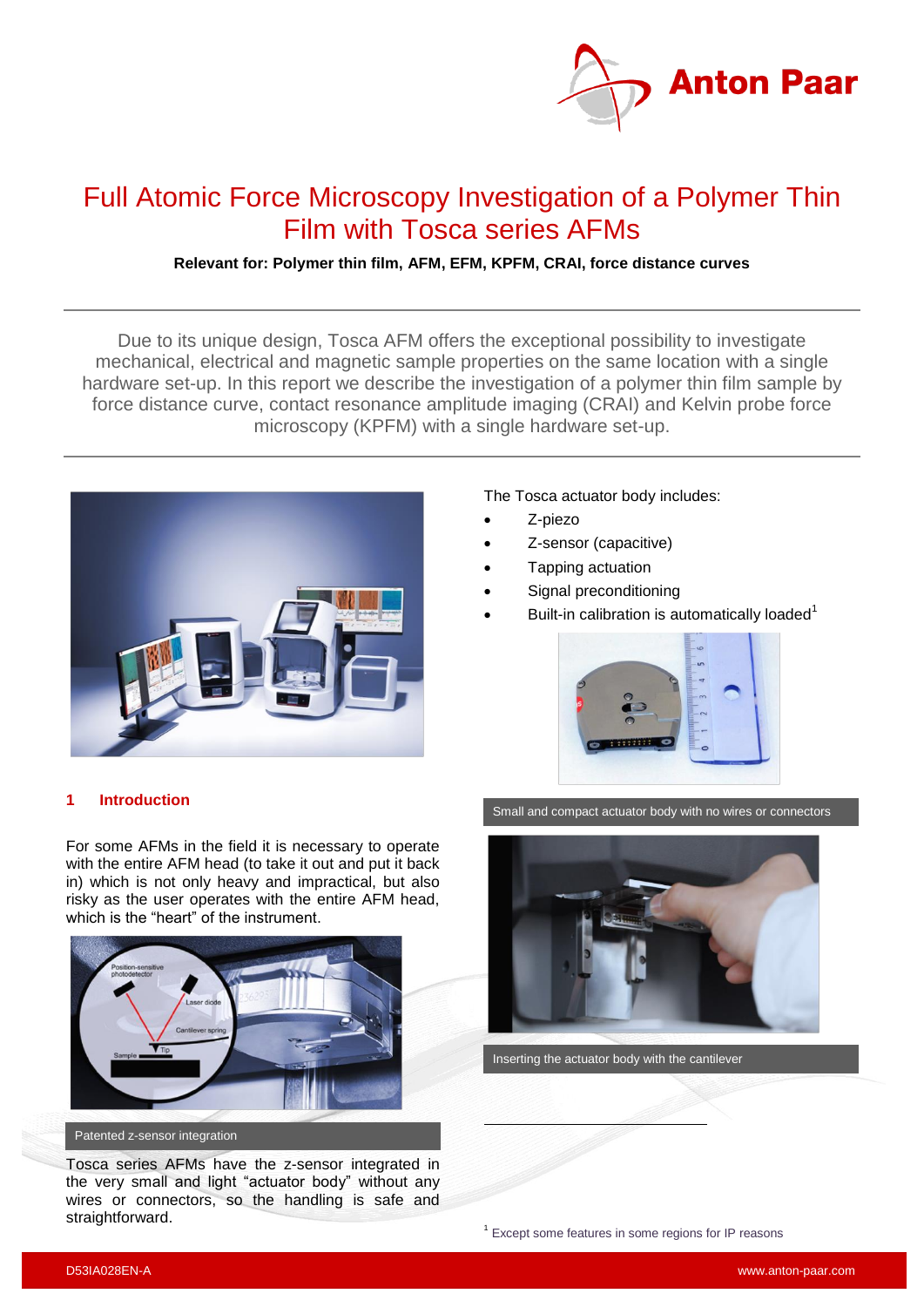# Full Atomic Force Microscopy Investigation of a Polymer Thin Film with Tosca series AFMs

**Relevant for: Polymer thin film, AFM, EFM, KPFM, CRAI, force distance curves**

Due to its unique design, Tosca AFM offers the exceptional possibility to investigate mechanical, electrical and magnetic sample properties on the same location with a single hardware set-up. In this report we describe the investigation of a polymer thin film sample by force distance curve, contact resonance amplitude imaging (CRAI) and Kelvin probe force microscopy (KPFM) with a single hardware set-up.

## 1 Introduction

For some AFMs in the field it is necessary to operate with the entire AFM head (to take it out and put it back in) which is not only heavy and impractical, but also risky as the user operates with the entire AFM head, which is the "heart" of the instrument.

Patented z-sensor integration

Tosca series AFMs have the z-sensor integrated in the very small and light "actuator body" without any wires or connectors, so the handling is safe and straightforward.

The Tosca actuator body includes:

- Z-piezo
- Z-sensor (capacitive)
- Tapping actuation
- Signal preconditioning
- Built-in calibration is automatically loaded[1]

Small and compact actuator body with no wires or connectors

Inserting the actuator body with the cantilever

[1] Except some features in some regions for IP reasons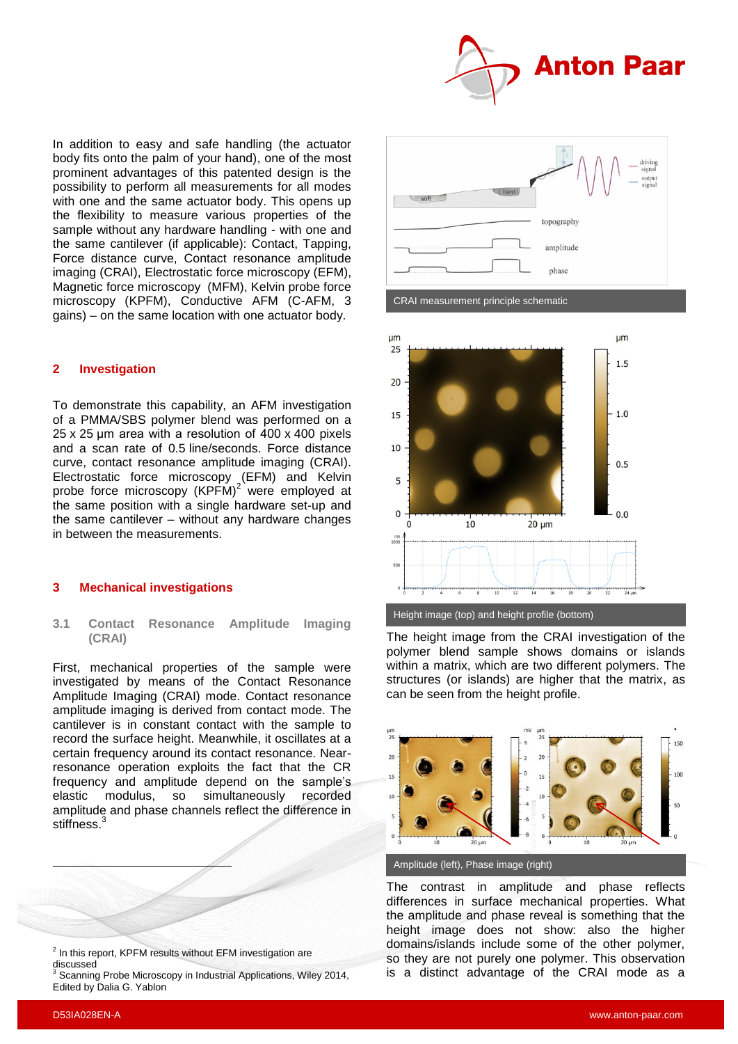In addition to easy and safe handling (the actuator body fits onto the palm of your hand), one of the most prominent advantages of this patented design is the possibility to perform all measurements for all modes with one and the same actuator body. This opens up the flexibility to measure various properties of the sample without any hardware handling - with one and the same cantilever (if applicable): Contact, Tapping, Force distance curve, Contact resonance amplitude imaging (CRAI), Electrostatic force microscopy (EFM), Magnetic force microscopy (MFM), Kelvin probe force microscopy (KPFM), Conductive AFM (C-AFM, 3 gains) – on the same location with one actuator body.

## 2 Investigation

To demonstrate this capability, an AFM investigation of a PMMA/SBS polymer blend was performed on a 25 x 25 µm area with a resolution of 400 x 400 pixels and a scan rate of 0.5 line/seconds. Force distance curve, contact resonance amplitude imaging (CRAI). Electrostatic force microscopy (EFM) and Kelvin probe force microscopy (KPFM)[2] were employed at the same position with a single hardware set-up and the same cantilever – without any hardware changes in between the measurements.

## 3 Mechanical investigations

### 3.1 Contact Resonance Amplitude Imaging (CRAI)

First, mechanical properties of the sample were investigated by means of the Contact Resonance Amplitude Imaging (CRAI) mode. Contact resonance amplitude imaging is derived from contact mode. The cantilever is in constant contact with the sample to record the surface height. Meanwhile, it oscillates at a certain frequency around its contact resonance. Near-resonance operation exploits the fact that the CR frequency and amplitude depend on the sample's elastic modulus, so simultaneously recorded amplitude and phase channels reflect the difference in stiffness.[3]

CRAI measurement principle schematic

Height image (top) and height profile (bottom)

The height image from the CRAI investigation of the polymer blend sample shows domains or islands within a matrix, which are two different polymers. The structures (or islands) are higher that the matrix, as can be seen from the height profile.

Amplitude (left), Phase image (right)

The contrast in amplitude and phase reflects differences in surface mechanical properties. What the amplitude and phase reveal is something that the height image does not show: also the higher domains/islands include some of the other polymer, so they are not purely one polymer. This observation is a distinct advantage of the CRAI mode as a

---

[2] In this report, KPFM results without EFM investigation are discussed

[3] Scanning Probe Microscopy in Industrial Applications, Wiley 2014, Edited by Dalia G. Yablon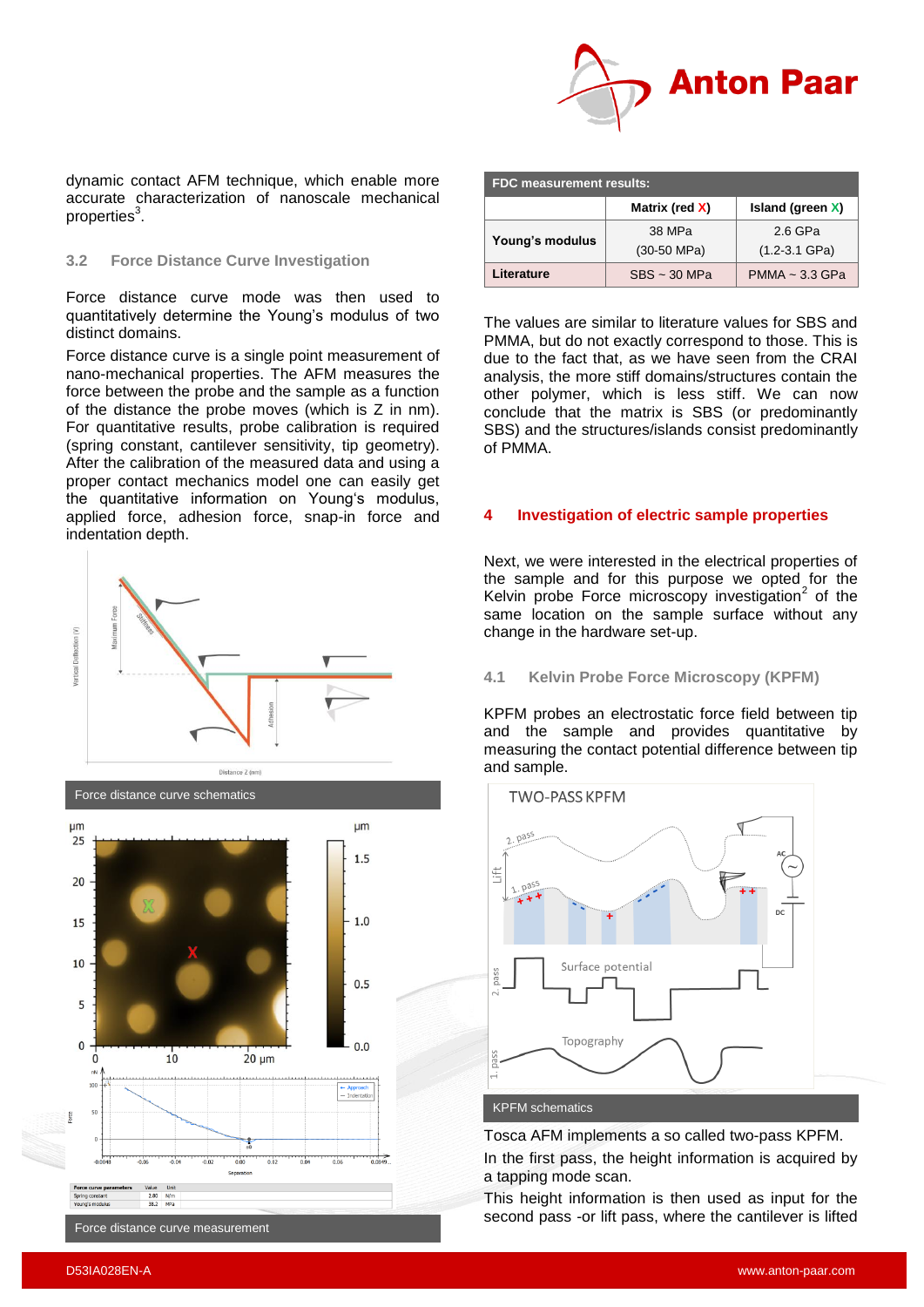dynamic contact AFM technique, which enable more accurate characterization of nanoscale mechanical properties[3].

### 3.2 Force Distance Curve Investigation

Force distance curve mode was then used to quantitatively determine the Young's modulus of two distinct domains.

Force distance curve is a single point measurement of nano-mechanical properties. The AFM measures the force between the probe and the sample as a function of the distance the probe moves (which is Z in nm). For quantitative results, probe calibration is required (spring constant, cantilever sensitivity, tip geometry). After the calibration of the measured data and using a proper contact mechanics model one can easily get the quantitative information on Young's modulus, applied force, adhesion force, snap-in force and indentation depth.

Force distance curve schematics

Force distance curve measurement

| FDC measurement results: | | |
|---|---|---|
| | Matrix (red X) | Island (green X) |
| Young's modulus | 38 MPa (30-50 MPa) | 2.6 GPa (1.2-3.1 GPa) |
| Literature | SBS ~ 30 MPa | PMMA ~ 3.3 GPa |

The values are similar to literature values for SBS and PMMA, but do not exactly correspond to those. This is due to the fact that, as we have seen from the CRAI analysis, the more stiff domains/structures contain the other polymer, which is less stiff. We can now conclude that the matrix is SBS (or predominantly SBS) and the structures/islands consist predominantly of PMMA.

## 4 Investigation of electric sample properties

Next, we were interested in the electrical properties of the sample and for this purpose we opted for the Kelvin probe Force microscopy investigation[2] of the same location on the same sample surface without any change in the hardware set-up.

### 4.1 Kelvin Probe Force Microscopy (KPFM)

KPFM probes an electrostatic force field between tip and the sample and provides quantitative by measuring the contact potential difference between tip and sample.

KPFM schematics

Tosca AFM implements a so called two-pass KPFM.

In the first pass, the height information is acquired by a tapping mode scan.

This height information is then used as input for the second pass -or lift pass, where the cantilever is lifted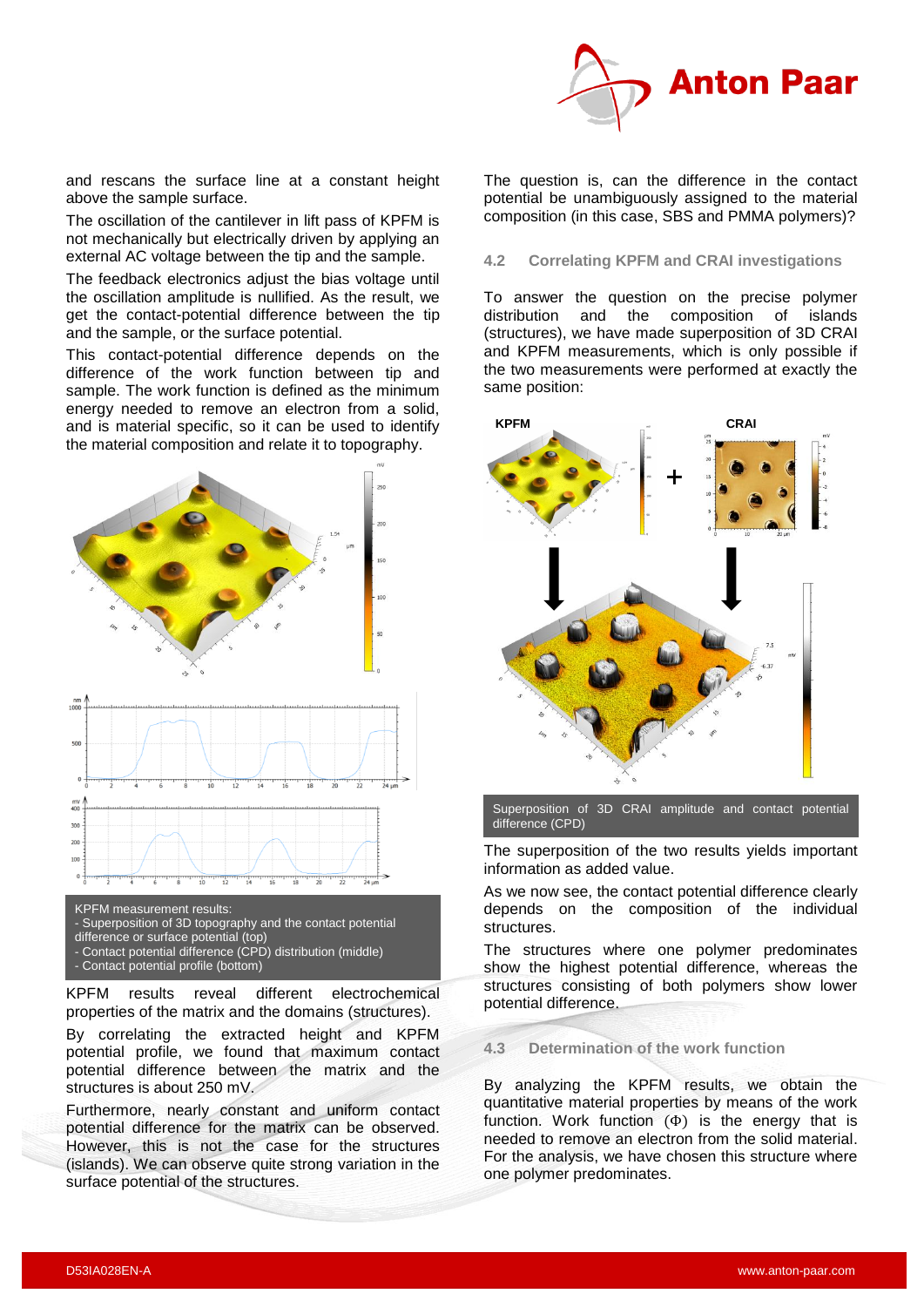and rescans the surface line at a constant height above the sample surface.

The oscillation of the cantilever in lift pass of KPFM is not mechanically but electrically driven by applying an external AC voltage between the tip and the sample.

The feedback electronics adjust the bias voltage until the oscillation amplitude is nullified. As the result, we get the contact-potential difference between the tip and the sample, or the surface potential.

This contact-potential difference depends on the difference of the work function between tip and sample. The work function is defined as the minimum energy needed to remove an electron from a solid, and is material specific, so it can be used to identify the material composition and relate it to topography.

KPFM measurement results:
- Superposition of 3D topography and the contact potential difference or surface potential (top)
- Contact potential difference (CPD) distribution (middle)
- Contact potential profile (bottom)

KPFM results reveal different electrochemical properties of the matrix and the domains (structures).

By correlating the extracted height and KPFM potential profile, we found that maximum contact potential difference between the matrix and the structures is about 250 mV.

Furthermore, nearly constant and uniform contact potential difference for the matrix can be observed. However, this is not the case for the structures (islands). We can observe quite strong variation in the surface potential of the structures.

The question is, can the difference in the contact potential be unambiguously assigned to the material composition (in this case, SBS and PMMA polymers)?

### 4.2 Correlating KPFM and CRAI investigations

To answer the question on the precise polymer distribution and the composition of islands (structures), we have made superposition of 3D CRAI and KPFM measurements, which is only possible if the two measurements were performed at exactly the same position:

Superposition of 3D CRAI amplitude and contact potential difference (CPD)

The superposition of the two results yields important information as added value.

As we now see, the contact potential difference clearly depends on the composition of the individual structures.

The structures where one polymer predominates show the highest potential difference, whereas the structures consisting of both polymers show lower potential difference.

### 4.3 Determination of the work function

By analyzing the KPFM results, we obtain the quantitative material properties by means of the work function. Work function ($\Phi$) is the energy that is needed to remove an electron from the solid material. For the analysis, we have chosen this structure where one polymer predominates.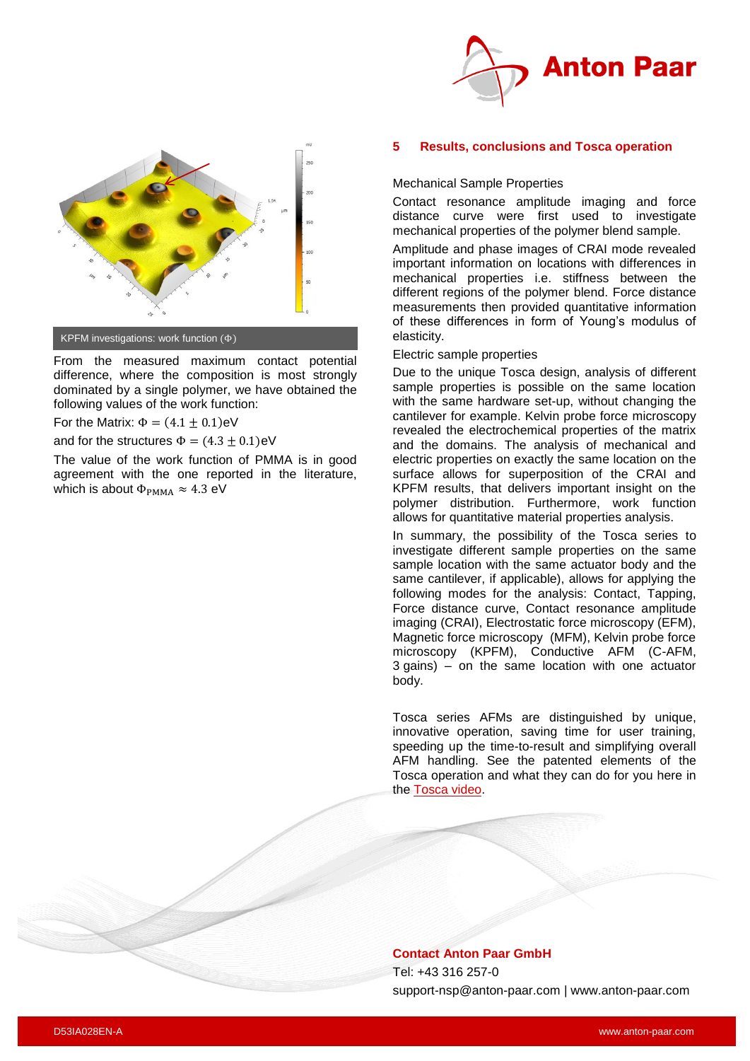KPFM investigations: work function ($\Phi$)

From the measured maximum contact potential difference, where the composition is most strongly dominated by a single polymer, we have obtained the following values of the work function:

For the Matrix: $\Phi = (4.1 \pm 0.1)\text{eV}$

and for the structures $\Phi = (4.3 \pm 0.1)\text{eV}$

The value of the work function of PMMA is in good agreement with the one reported in the literature, which is about $\Phi_{\text{PMMA}} \approx 4.3$ eV

## 5 Results, conclusions and Tosca operation

Mechanical Sample Properties

Contact resonance amplitude imaging and force distance curve were first used to investigate mechanical properties of the polymer blend sample.

Amplitude and phase images of CRAI mode revealed important information on locations with differences in mechanical properties i.e. stiffness between the different regions of the polymer blend. Force distance measurements then provided quantitative information of these differences in form of Young's modulus of elasticity.

Electric sample properties

Due to the unique Tosca design, analysis of different sample properties is possible on the same location with the same hardware set-up, without changing the cantilever for example. Kelvin probe force microscopy revealed the electrochemical properties of the matrix and the domains. The analysis of mechanical and electric properties on exactly the same location on the surface allows for superposition of the CRAI and KPFM results, that delivers important insight on the polymer distribution. Furthermore, work function allows for quantitative material properties analysis.

In summary, the possibility of the Tosca series to investigate different sample properties on the same sample location with the same actuator body and the same cantilever, if applicable), allows for applying the following modes for the analysis: Contact, Tapping, Force distance curve, Contact resonance amplitude imaging (CRAI), Electrostatic force microscopy (EFM), Magnetic force microscopy (MFM), Kelvin probe force microscopy (KPFM), Conductive AFM (C-AFM, 3 gains) – on the same location with one actuator body.

Tosca series AFMs are distinguished by unique, innovative operation, saving time for user training, speeding up the time-to-result and simplifying overall AFM handling. See the patented elements of the Tosca operation and what they can do for you here in the Tosca video.

**Contact Anton Paar GmbH**

Tel: +43 316 257-0

support-nsp@anton-paar.com | www.anton-paar.com

D53IA028EN-A